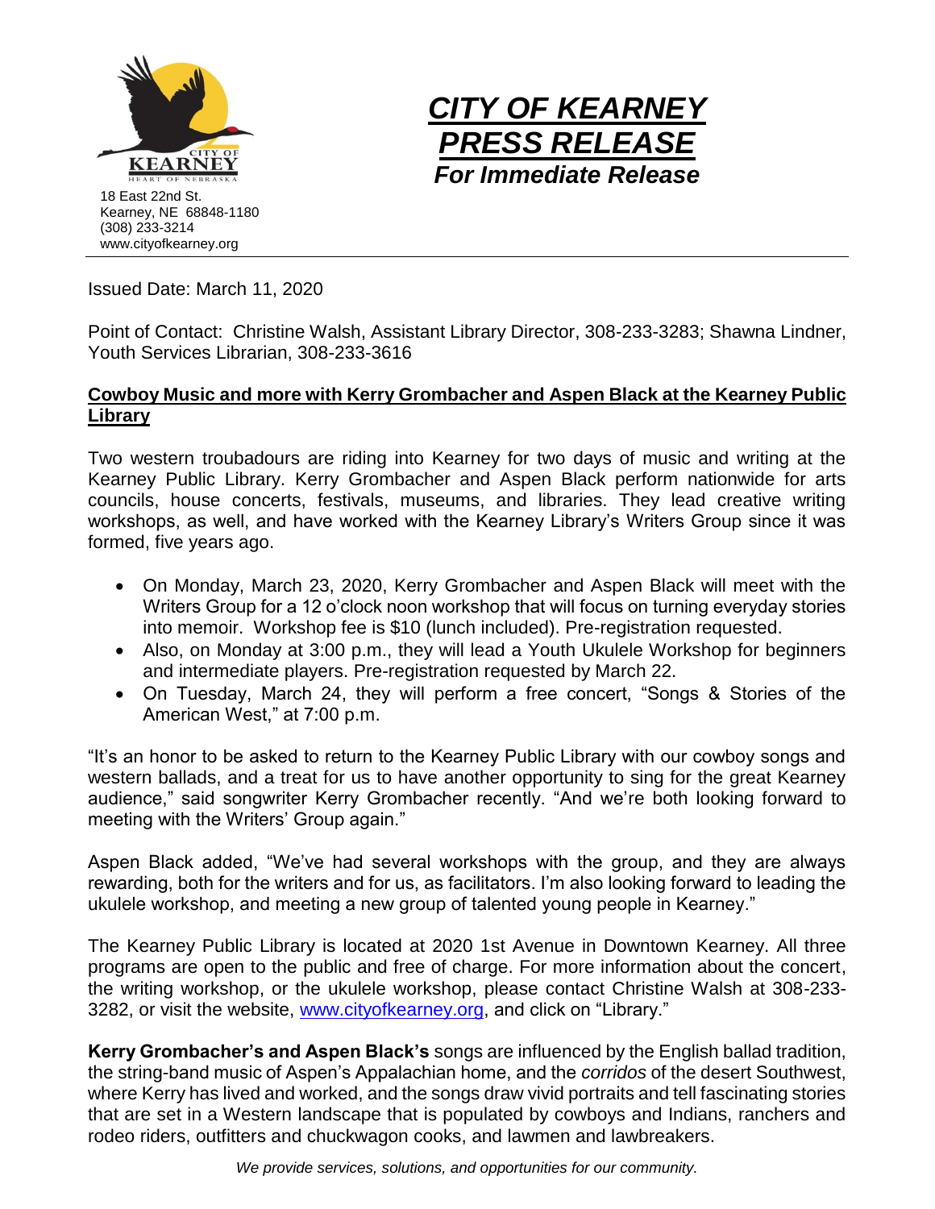CITY OF KEARNEY
HEART OF NEBRASKA

18 East 22nd St.
Kearney, NE 68848-1180
(308) 233-3214
www.cityofkearney.org

# *CITY OF KEARNEY PRESS RELEASE*

***For Immediate Release***

Issued Date: March 11, 2020

Point of Contact: Christine Walsh, Assistant Library Director, 308-233-3283; Shawna Lindner, Youth Services Librarian, 308-233-3616

## Cowboy Music and more with Kerry Grombacher and Aspen Black at the Kearney Public Library

Two western troubadours are riding into Kearney for two days of music and writing at the Kearney Public Library. Kerry Grombacher and Aspen Black perform nationwide for arts councils, house concerts, festivals, museums, and libraries. They lead creative writing workshops, as well, and have worked with the Kearney Library's Writers Group since it was formed, five years ago.

- On Monday, March 23, 2020, Kerry Grombacher and Aspen Black will meet with the Writers Group for a 12 o'clock noon workshop that will focus on turning everyday stories into memoir. Workshop fee is $10 (lunch included). Pre-registration requested.
- Also, on Monday at 3:00 p.m., they will lead a Youth Ukulele Workshop for beginners and intermediate players. Pre-registration requested by March 22.
- On Tuesday, March 24, they will perform a free concert, "Songs & Stories of the American West," at 7:00 p.m.

"It's an honor to be asked to return to the Kearney Public Library with our cowboy songs and western ballads, and a treat for us to have another opportunity to sing for the great Kearney audience," said songwriter Kerry Grombacher recently. "And we're both looking forward to meeting with the Writers' Group again."

Aspen Black added, "We've had several workshops with the group, and they are always rewarding, both for the writers and for us, as facilitators. I'm also looking forward to leading the ukulele workshop, and meeting a new group of talented young people in Kearney."

The Kearney Public Library is located at 2020 1st Avenue in Downtown Kearney. All three programs are open to the public and free of charge. For more information about the concert, the writing workshop, or the ukulele workshop, please contact Christine Walsh at 308-233-3282, or visit the website, www.cityofkearney.org, and click on "Library."

**Kerry Grombacher's and Aspen Black's** songs are influenced by the English ballad tradition, the string-band music of Aspen's Appalachian home, and the *corridos* of the desert Southwest, where Kerry has lived and worked, and the songs draw vivid portraits and tell fascinating stories that are set in a Western landscape that is populated by cowboys and Indians, ranchers and rodeo riders, outfitters and chuckwagon cooks, and lawmen and lawbreakers.

*We provide services, solutions, and opportunities for our community.*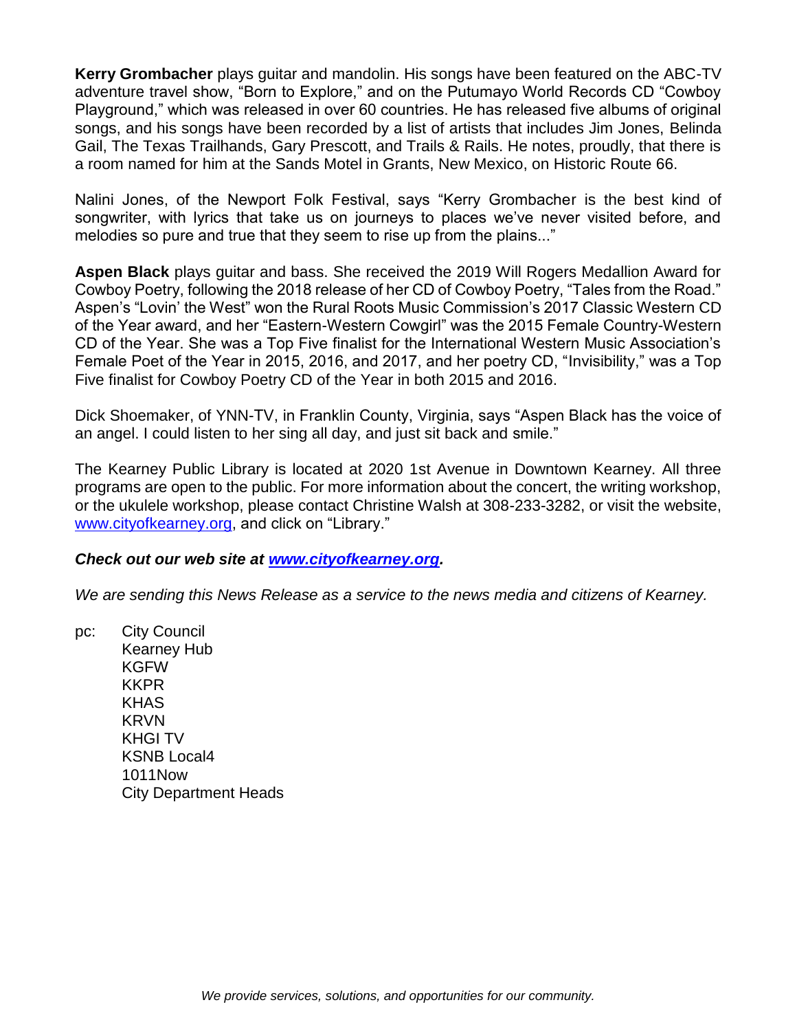**Kerry Grombacher** plays guitar and mandolin. His songs have been featured on the ABC-TV adventure travel show, "Born to Explore," and on the Putumayo World Records CD "Cowboy Playground," which was released in over 60 countries. He has released five albums of original songs, and his songs have been recorded by a list of artists that includes Jim Jones, Belinda Gail, The Texas Trailhands, Gary Prescott, and Trails & Rails. He notes, proudly, that there is a room named for him at the Sands Motel in Grants, New Mexico, on Historic Route 66.

Nalini Jones, of the Newport Folk Festival, says "Kerry Grombacher is the best kind of songwriter, with lyrics that take us on journeys to places we've never visited before, and melodies so pure and true that they seem to rise up from the plains..."

**Aspen Black** plays guitar and bass. She received the 2019 Will Rogers Medallion Award for Cowboy Poetry, following the 2018 release of her CD of Cowboy Poetry, "Tales from the Road." Aspen's "Lovin' the West" won the Rural Roots Music Commission's 2017 Classic Western CD of the Year award, and her "Eastern-Western Cowgirl" was the 2015 Female Country-Western CD of the Year. She was a Top Five finalist for the International Western Music Association's Female Poet of the Year in 2015, 2016, and 2017, and her poetry CD, "Invisibility," was a Top Five finalist for Cowboy Poetry CD of the Year in both 2015 and 2016.

Dick Shoemaker, of YNN-TV, in Franklin County, Virginia, says "Aspen Black has the voice of an angel. I could listen to her sing all day, and just sit back and smile."

The Kearney Public Library is located at 2020 1st Avenue in Downtown Kearney. All three programs are open to the public. For more information about the concert, the writing workshop, or the ukulele workshop, please contact Christine Walsh at 308-233-3282, or visit the website, www.cityofkearney.org, and click on "Library."

***Check out our web site at www.cityofkearney.org.***

*We are sending this News Release as a service to the news media and citizens of Kearney.*

pc: City Council
Kearney Hub
KGFW
KKPR
KHAS
KRVN
KHGI TV
KSNB Local4
1011Now
City Department Heads

*We provide services, solutions, and opportunities for our community.*